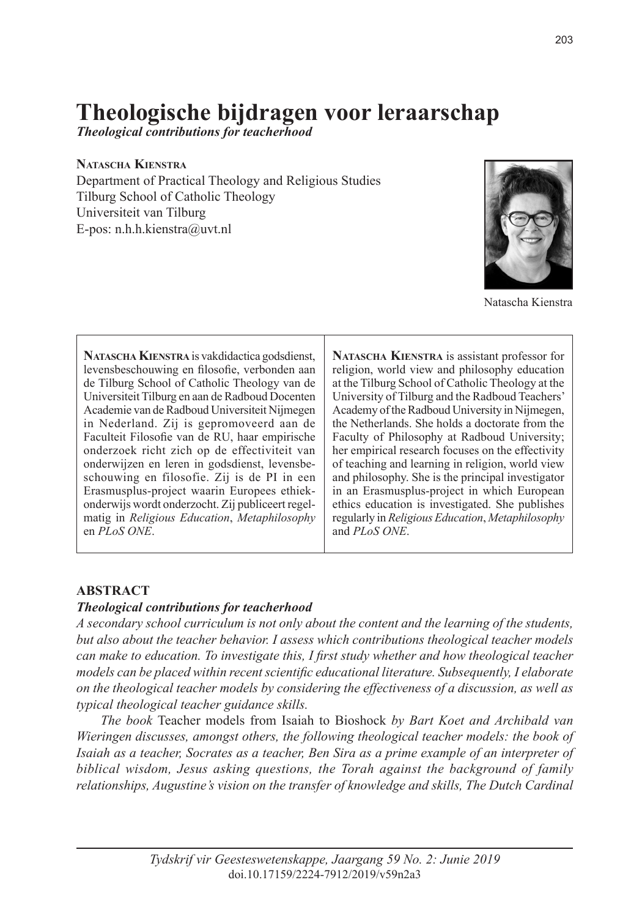# Theologische bijdragen voor leraarschap

***Theological contributions for teacherhood***

**Natascha Kienstra**

Department of Practical Theology and Religious Studies
Tilburg School of Catholic Theology
Universiteit van Tilburg
E-pos: n.h.h.kienstra@uvt.nl

Natascha Kienstra

| | |
|---|---|
| **Natascha Kienstra** is vakdidactica godsdienst, levensbeschouwing en filosofie, verbonden aan de Tilburg School of Catholic Theology van de Universiteit Tilburg en aan de Radboud Docenten Academie van de Radboud Universiteit Nijmegen in Nederland. Zij is gepromoveerd aan de Faculteit Filosofie van de RU, haar empirische onderzoek richt zich op de effectiviteit van onderwijzen en leren in godsdienst, levensbeschouwing en filosofie. Zij is de PI in een Erasmusplus-project waarin Europees ethiekonderwijs wordt onderzocht. Zij publiceert regelmatig in *Religious Education*, *Metaphilosophy* en *PLoS ONE*. | **Natascha Kienstra** is assistant professor for religion, world view and philosophy education at the Tilburg School of Catholic Theology at the University of Tilburg and the Radboud Teachers' Academy of the Radboud University in Nijmegen, the Netherlands. She holds a doctorate from the Faculty of Philosophy at Radboud University; her empirical research focuses on the effectivity of teaching and learning in religion, world view and philosophy. She is the principal investigator in an Erasmusplus-project in which European ethics education is investigated. She publishes regularly in *Religious Education*, *Metaphilosophy* and *PLoS ONE*. |

## ABSTRACT

***Theological contributions for teacherhood***

*A secondary school curriculum is not only about the content and the learning of the students, but also about the teacher behavior. I assess which contributions theological teacher models can make to education. To investigate this, I first study whether and how theological teacher models can be placed within recent scientific educational literature. Subsequently, I elaborate on the theological teacher models by considering the effectiveness of a discussion, as well as typical theological teacher guidance skills.*

*The book* Teacher models from Isaiah to Bioshock *by Bart Koet and Archibald van Wieringen discusses, amongst others, the following theological teacher models: the book of Isaiah as a teacher, Socrates as a teacher, Ben Sira as a prime example of an interpreter of biblical wisdom, Jesus asking questions, the Torah against the background of family relationships, Augustine's vision on the transfer of knowledge and skills, The Dutch Cardinal*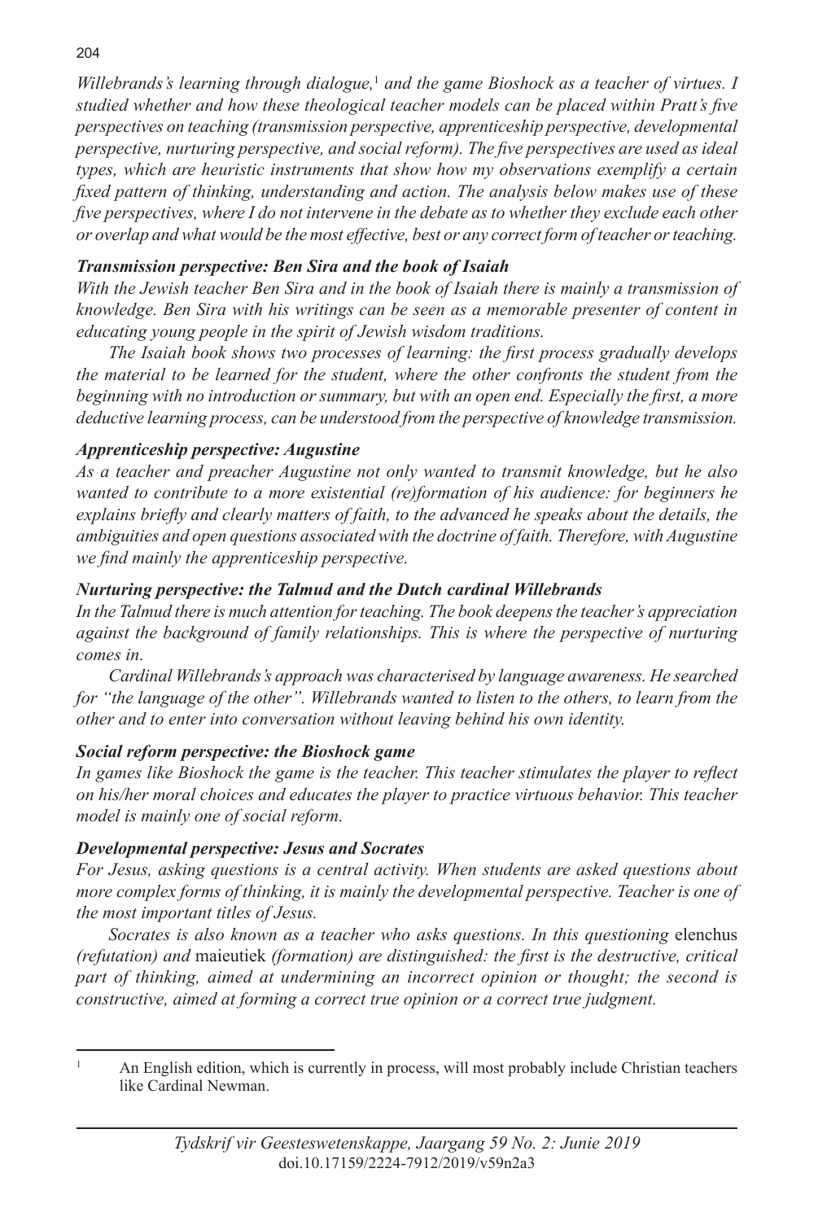*Willebrands's learning through dialogue,*[1] *and the game Bioshock as a teacher of virtues. I studied whether and how these theological teacher models can be placed within Pratt's five perspectives on teaching (transmission perspective, apprenticeship perspective, developmental perspective, nurturing perspective, and social reform). The five perspectives are used as ideal types, which are heuristic instruments that show how my observations exemplify a certain fixed pattern of thinking, understanding and action. The analysis below makes use of these five perspectives, where I do not intervene in the debate as to whether they exclude each other or overlap and what would be the most effective, best or any correct form of teacher or teaching.*

***Transmission perspective: Ben Sira and the book of Isaiah***

*With the Jewish teacher Ben Sira and in the book of Isaiah there is mainly a transmission of knowledge. Ben Sira with his writings can be seen as a memorable presenter of content in educating young people in the spirit of Jewish wisdom traditions.*

*The Isaiah book shows two processes of learning: the first process gradually develops the material to be learned for the student, where the other confronts the student from the beginning with no introduction or summary, but with an open end. Especially the first, a more deductive learning process, can be understood from the perspective of knowledge transmission.*

***Apprenticeship perspective: Augustine***

*As a teacher and preacher Augustine not only wanted to transmit knowledge, but he also wanted to contribute to a more existential (re)formation of his audience: for beginners he explains briefly and clearly matters of faith, to the advanced he speaks about the details, the ambiguities and open questions associated with the doctrine of faith. Therefore, with Augustine we find mainly the apprenticeship perspective.*

***Nurturing perspective: the Talmud and the Dutch cardinal Willebrands***

*In the Talmud there is much attention for teaching. The book deepens the teacher's appreciation against the background of family relationships. This is where the perspective of nurturing comes in.*

*Cardinal Willebrands's approach was characterised by language awareness. He searched for "the language of the other". Willebrands wanted to listen to the others, to learn from the other and to enter into conversation without leaving behind his own identity.*

***Social reform perspective: the Bioshock game***

*In games like Bioshock the game is the teacher. This teacher stimulates the player to reflect on his/her moral choices and educates the player to practice virtuous behavior. This teacher model is mainly one of social reform.*

***Developmental perspective: Jesus and Socrates***

*For Jesus, asking questions is a central activity. When students are asked questions about more complex forms of thinking, it is mainly the developmental perspective. Teacher is one of the most important titles of Jesus.*

*Socrates is also known as a teacher who asks questions. In this questioning* elenchus *(refutation) and* maieutiek *(formation) are distinguished: the first is the destructive, critical part of thinking, aimed at undermining an incorrect opinion or thought; the second is constructive, aimed at forming a correct true opinion or a correct true judgment.*

---

[1] An English edition, which is currently in process, will most probably include Christian teachers like Cardinal Newman.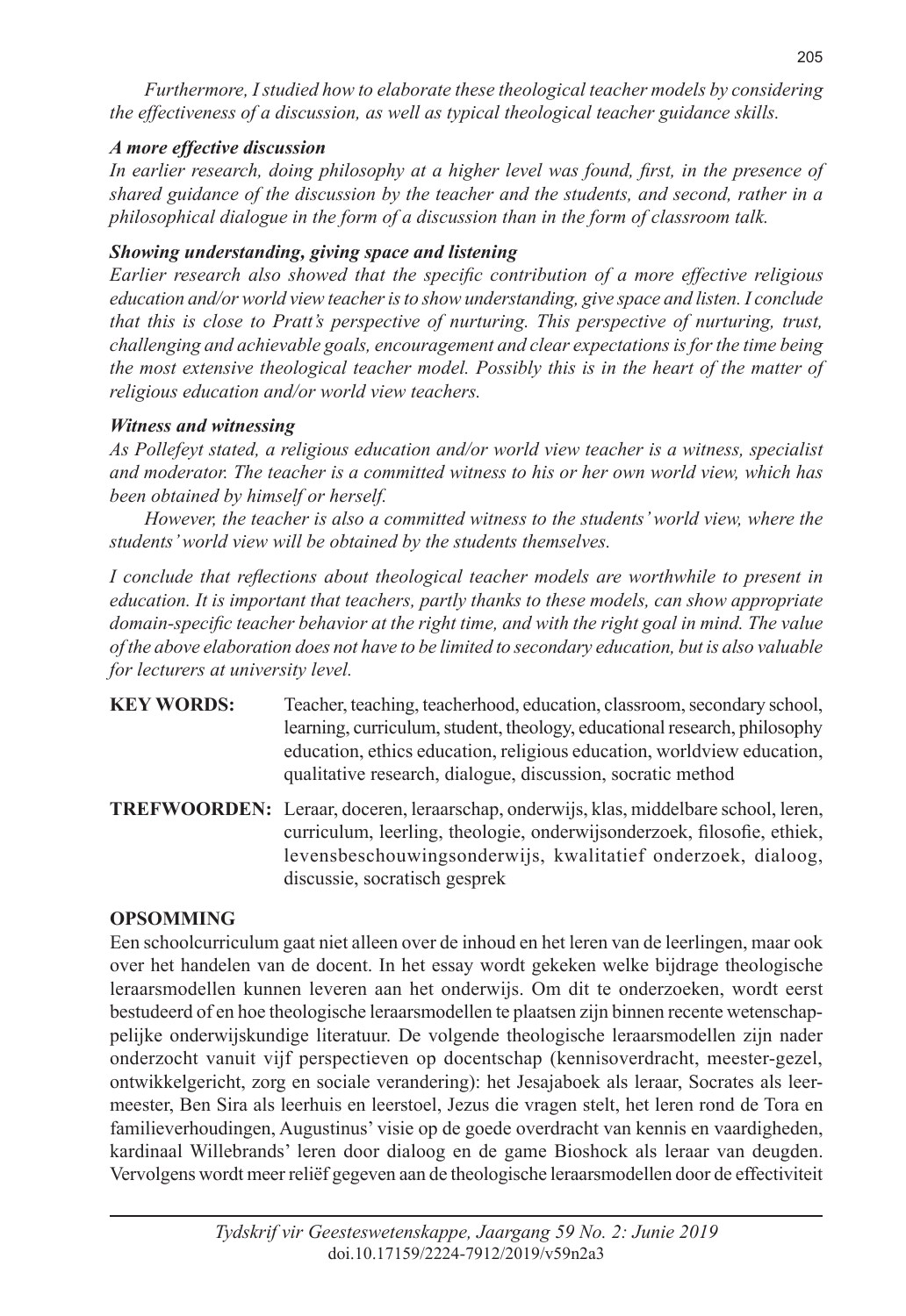*Furthermore, I studied how to elaborate these theological teacher models by considering the effectiveness of a discussion, as well as typical theological teacher guidance skills.*

***A more effective discussion***

*In earlier research, doing philosophy at a higher level was found, first, in the presence of shared guidance of the discussion by the teacher and the students, and second, rather in a philosophical dialogue in the form of a discussion than in the form of classroom talk.*

***Showing understanding, giving space and listening***

*Earlier research also showed that the specific contribution of a more effective religious education and/or world view teacher is to show understanding, give space and listen. I conclude that this is close to Pratt's perspective of nurturing. This perspective of nurturing, trust, challenging and achievable goals, encouragement and clear expectations is for the time being the most extensive theological teacher model. Possibly this is in the heart of the matter of religious education and/or world view teachers.*

***Witness and witnessing***

*As Pollefeyt stated, a religious education and/or world view teacher is a witness, specialist and moderator. The teacher is a committed witness to his or her own world view, which has been obtained by himself or herself.*

*However, the teacher is also a committed witness to the students' world view, where the students' world view will be obtained by the students themselves.*

*I conclude that reflections about theological teacher models are worthwhile to present in education. It is important that teachers, partly thanks to these models, can show appropriate domain-specific teacher behavior at the right time, and with the right goal in mind. The value of the above elaboration does not have to be limited to secondary education, but is also valuable for lecturers at university level.*

**KEY WORDS:** Teacher, teaching, teacherhood, education, classroom, secondary school, learning, curriculum, student, theology, educational research, philosophy education, ethics education, religious education, worldview education, qualitative research, dialogue, discussion, socratic method

**TREFWOORDEN:** Leraar, doceren, leraarschap, onderwijs, klas, middelbare school, leren, curriculum, leerling, theologie, onderwijsonderzoek, filosofie, ethiek, levensbeschouwingsonderwijs, kwalitatief onderzoek, dialoog, discussie, socratisch gesprek

**OPSOMMING**

Een schoolcurriculum gaat niet alleen over de inhoud en het leren van de leerlingen, maar ook over het handelen van de docent. In het essay wordt gekeken welke bijdrage theologische leraarsmodellen kunnen leveren aan het onderwijs. Om dit te onderzoeken, wordt eerst bestudeerd of en hoe theologische leraarsmodellen te plaatsen zijn binnen recente wetenschappelijke onderwijskundige literatuur. De volgende theologische leraarsmodellen zijn nader onderzocht vanuit vijf perspectieven op docentschap (kennisoverdracht, meester-gezel, ontwikkelgericht, zorg en sociale verandering): het Jesajaboek als leraar, Socrates als leermeester, Ben Sira als leerhuis en leerstoel, Jezus die vragen stelt, het leren rond de Tora en familieverhoudingen, Augustinus' visie op de goede overdracht van kennis en vaardigheden, kardinaal Willebrands' leren door dialoog en de game Bioshock als leraar van deugden. Vervolgens wordt meer reliëf gegeven aan de theologische leraarsmodellen door de effectiviteit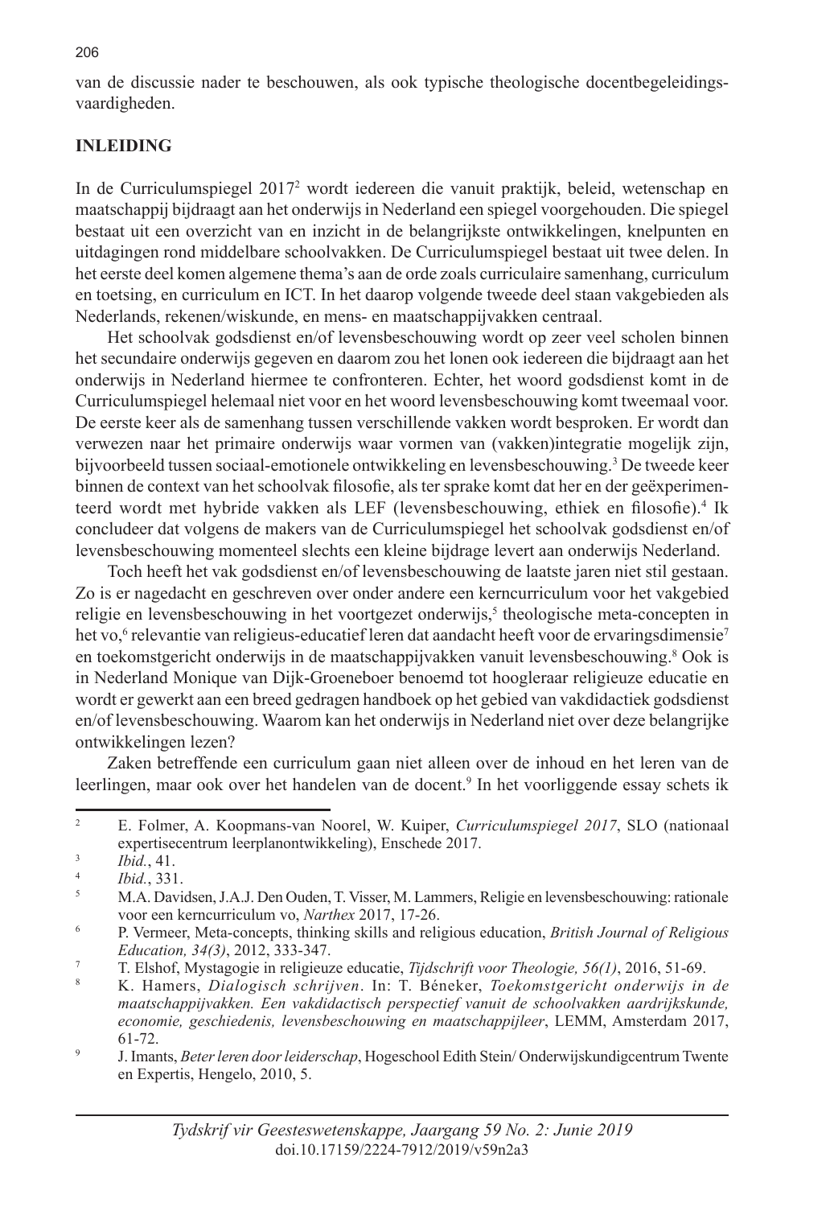van de discussie nader te beschouwen, als ook typische theologische docentbegeleidingsvaardigheden.

## INLEIDING

In de Curriculumspiegel 2017[2] wordt iedereen die vanuit praktijk, beleid, wetenschap en maatschappij bijdraagt aan het onderwijs in Nederland een spiegel voorgehouden. Die spiegel bestaat uit een overzicht van en inzicht in de belangrijkste ontwikkelingen, knelpunten en uitdagingen rond middelbare schoolvakken. De Curriculumspiegel bestaat uit twee delen. In het eerste deel komen algemene thema's aan de orde zoals curriculaire samenhang, curriculum en toetsing, en curriculum en ICT. In het daarop volgende tweede deel staan vakgebieden als Nederlands, rekenen/wiskunde, en mens- en maatschappijvakken centraal.

Het schoolvak godsdienst en/of levensbeschouwing wordt op zeer veel scholen binnen het secundaire onderwijs gegeven en daarom zou het lonen ook iedereen die bijdraagt aan het onderwijs in Nederland hiermee te confronteren. Echter, het woord godsdienst komt in de Curriculumspiegel helemaal niet voor en het woord levensbeschouwing komt tweemaal voor. De eerste keer als de samenhang tussen verschillende vakken wordt besproken. Er wordt dan verwezen naar het primaire onderwijs waar vormen van (vakken)integratie mogelijk zijn, bijvoorbeeld tussen sociaal-emotionele ontwikkeling en levensbeschouwing.[3] De tweede keer binnen de context van het schoolvak filosofie, als ter sprake komt dat her en der geëxperimenteerd wordt met hybride vakken als LEF (levensbeschouwing, ethiek en filosofie).[4] Ik concludeer dat volgens de makers van de Curriculumspiegel het schoolvak godsdienst en/of levensbeschouwing momenteel slechts een kleine bijdrage levert aan onderwijs Nederland.

Toch heeft het vak godsdienst en/of levensbeschouwing de laatste jaren niet stil gestaan. Zo is er nagedacht en geschreven over onder andere een kerncurriculum voor het vakgebied religie en levensbeschouwing in het voortgezet onderwijs,[5] theologische meta-concepten in het vo,[6] relevantie van religieus-educatief leren dat aandacht heeft voor de ervaringsdimensie[7] en toekomstgericht onderwijs in de maatschappijvakken vanuit levensbeschouwing.[8] Ook is in Nederland Monique van Dijk-Groeneboer benoemd tot hoogleraar religieuze educatie en wordt er gewerkt aan een breed gedragen handboek op het gebied van vakdidactiek godsdienst en/of levensbeschouwing. Waarom kan het onderwijs in Nederland niet over deze belangrijke ontwikkelingen lezen?

Zaken betreffende een curriculum gaan niet alleen over de inhoud en het leren van de leerlingen, maar ook over het handelen van de docent.[9] In het voorliggende essay schets ik

---

[2] E. Folmer, A. Koopmans-van Noorel, W. Kuiper, *Curriculumspiegel 2017*, SLO (nationaal expertisecentrum leerplanontwikkeling), Enschede 2017.

[3] *Ibid.*, 41.

[4] *Ibid.*, 331.

[5] M.A. Davidsen, J.A.J. Den Ouden, T. Visser, M. Lammers, Religie en levensbeschouwing: rationale voor een kerncurriculum vo, *Narthex* 2017, 17-26.

[6] P. Vermeer, Meta-concepts, thinking skills and religious education, *British Journal of Religious Education, 34(3)*, 2012, 333-347.

[7] T. Elshof, Mystagogie in religieuze educatie, *Tijdschrift voor Theologie, 56(1)*, 2016, 51-69.

[8] K. Hamers, *Dialogisch schrijven*. In: T. Béneker, *Toekomstgericht onderwijs in de maatschappijvakken. Een vakdidactisch perspectief vanuit de schoolvakken aardrijkskunde, economie, geschiedenis, levensbeschouwing en maatschappijleer*, LEMM, Amsterdam 2017, 61-72.

[9] J. Imants, *Beter leren door leiderschap*, Hogeschool Edith Stein/ Onderwijskundigcentrum Twente en Expertis, Hengelo, 2010, 5.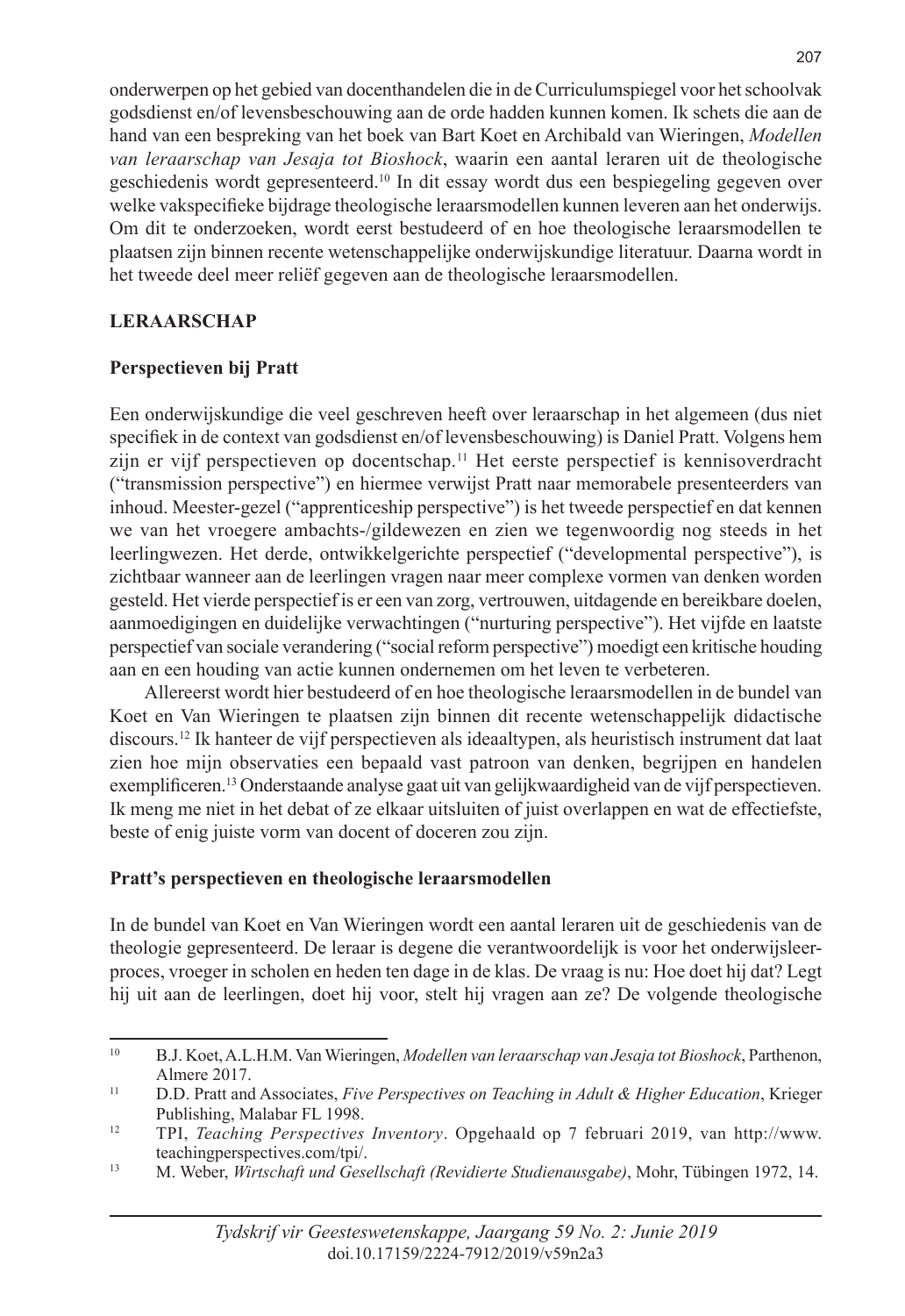onderwerpen op het gebied van docenthandelen die in de Curriculumspiegel voor het schoolvak godsdienst en/of levensbeschouwing aan de orde hadden kunnen komen. Ik schets die aan de hand van een bespreking van het boek van Bart Koet en Archibald van Wieringen, *Modellen van leraarschap van Jesaja tot Bioshock*, waarin een aantal leraren uit de theologische geschiedenis wordt gepresenteerd.[10] In dit essay wordt dus een bespiegeling gegeven over welke vakspecifieke bijdrage theologische leraarsmodellen kunnen leveren aan het onderwijs. Om dit te onderzoeken, wordt eerst bestudeerd of en hoe theologische leraarsmodellen te plaatsen zijn binnen recente wetenschappelijke onderwijskundige literatuur. Daarna wordt in het tweede deel meer reliëf gegeven aan de theologische leraarsmodellen.

## LERAARSCHAP

### Perspectieven bij Pratt

Een onderwijskundige die veel geschreven heeft over leraarschap in het algemeen (dus niet specifiek in de context van godsdienst en/of levensbeschouwing) is Daniel Pratt. Volgens hem zijn er vijf perspectieven op docentschap.[11] Het eerste perspectief is kennisoverdracht ("transmission perspective") en hiermee verwijst Pratt naar memorabele presenteerders van inhoud. Meester-gezel ("apprenticeship perspective") is het tweede perspectief en dat kennen we van het vroegere ambachts-/gildewezen en zien we tegenwoordig nog steeds in het leerlingwezen. Het derde, ontwikkelgerichte perspectief ("developmental perspective"), is zichtbaar wanneer aan de leerlingen vragen naar meer complexe vormen van denken worden gesteld. Het vierde perspectief is er een van zorg, vertrouwen, uitdagende en bereikbare doelen, aanmoedigingen en duidelijke verwachtingen ("nurturing perspective"). Het vijfde en laatste perspectief van sociale verandering ("social reform perspective") moedigt een kritische houding aan en een houding van actie kunnen ondernemen om het leven te verbeteren.

Allereerst wordt hier bestudeerd of en hoe theologische leraarsmodellen in de bundel van Koet en Van Wieringen te plaatsen zijn binnen dit recente wetenschappelijk didactische discours.[12] Ik hanteer de vijf perspectieven als ideaaltypen, als heuristisch instrument dat laat zien hoe mijn observaties een bepaald vast patroon van denken, begrijpen en handelen exemplificeren.[13] Onderstaande analyse gaat uit van gelijkwaardigheid van de vijf perspectieven. Ik meng me niet in het debat of ze elkaar uitsluiten of juist overlappen en wat de effectiefste, beste of enig juiste vorm van docent of doceren zou zijn.

### Pratt's perspectieven en theologische leraarsmodellen

In de bundel van Koet en Van Wieringen wordt een aantal leraren uit de geschiedenis van de theologie gepresenteerd. De leraar is degene die verantwoordelijk is voor het onderwijsleerproces, vroeger in scholen en heden ten dage in de klas. De vraag is nu: Hoe doet hij dat? Legt hij uit aan de leerlingen, doet hij voor, stelt hij vragen aan ze? De volgende theologische

---

[10] B.J. Koet, A.L.H.M. Van Wieringen, *Modellen van leraarschap van Jesaja tot Bioshock*, Parthenon, Almere 2017.

[11] D.D. Pratt and Associates, *Five Perspectives on Teaching in Adult & Higher Education*, Krieger Publishing, Malabar FL 1998.

[12] TPI, *Teaching Perspectives Inventory*. Opgehaald op 7 februari 2019, van http://www.teachingperspectives.com/tpi/.

[13] M. Weber, *Wirtschaft und Gesellschaft (Revidierte Studienausgabe)*, Mohr, Tübingen 1972, 14.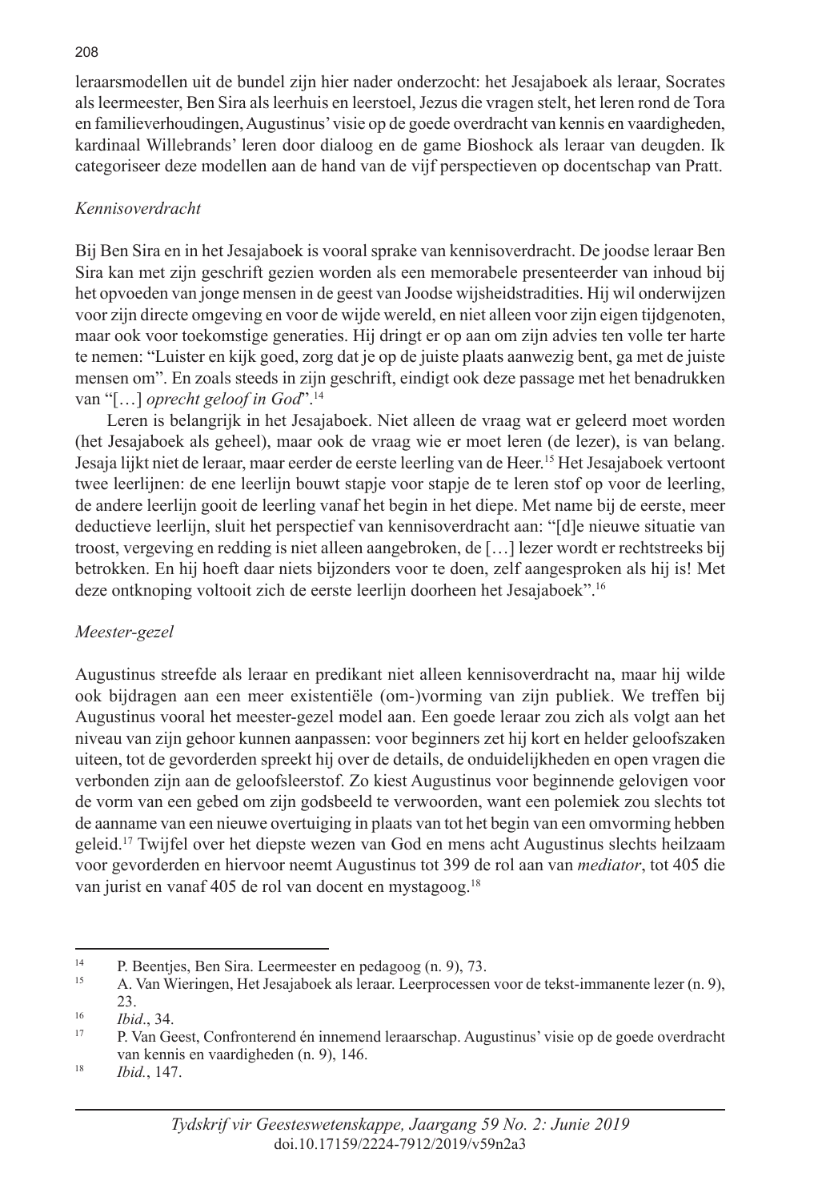leraarsmodellen uit de bundel zijn hier nader onderzocht: het Jesajaboek als leraar, Socrates als leermeester, Ben Sira als leerhuis en leerstoel, Jezus die vragen stelt, het leren rond de Tora en familieverhoudingen, Augustinus' visie op de goede overdracht van kennis en vaardigheden, kardinaal Willebrands' leren door dialoog en de game Bioshock als leraar van deugden. Ik categoriseer deze modellen aan de hand van de vijf perspectieven op docentschap van Pratt.

### *Kennisoverdracht*

Bij Ben Sira en in het Jesajaboek is vooral sprake van kennisoverdracht. De joodse leraar Ben Sira kan met zijn geschrift gezien worden als een memorabele presenteerder van inhoud bij het opvoeden van jonge mensen in de geest van Joodse wijsheidstradities. Hij wil onderwijzen voor zijn directe omgeving en voor de wijde wereld, en niet alleen voor zijn eigen tijdgenoten, maar ook voor toekomstige generaties. Hij dringt er op aan om zijn advies ten volle ter harte te nemen: "Luister en kijk goed, zorg dat je op de juiste plaats aanwezig bent, ga met de juiste mensen om". En zoals steeds in zijn geschrift, eindigt ook deze passage met het benadrukken van "[…] *oprecht geloof in God*".[14]

Leren is belangrijk in het Jesajaboek. Niet alleen de vraag wat er geleerd moet worden (het Jesajaboek als geheel), maar ook de vraag wie er moet leren (de lezer), is van belang. Jesaja lijkt niet de leraar, maar eerder de eerste leerling van de Heer.[15] Het Jesajaboek vertoont twee leerlijnen: de ene leerlijn bouwt stapje voor stapje de te leren stof op voor de leerling, de andere leerlijn gooit de leerling vanaf het begin in het diepe. Met name bij de eerste, meer deductieve leerlijn, sluit het perspectief van kennisoverdracht aan: "[d]e nieuwe situatie van troost, vergeving en redding is niet alleen aangebroken, de […] lezer wordt er rechtstreeks bij betrokken. En hij hoeft daar niets bijzonders voor te doen, zelf aangesproken als hij is! Met deze ontknoping voltooit zich de eerste leerlijn doorheen het Jesajaboek".[16]

### *Meester-gezel*

Augustinus streefde als leraar en predikant niet alleen kennisoverdracht na, maar hij wilde ook bijdragen aan een meer existentiële (om-)vorming van zijn publiek. We treffen bij Augustinus vooral het meester-gezel model aan. Een goede leraar zou zich als volgt aan het niveau van zijn gehoor kunnen aanpassen: voor beginners zet hij kort en helder geloofszaken uiteen, tot de gevorderden spreekt hij over de details, de onduidelijkheden en open vragen die verbonden zijn aan de geloofsleerstof. Zo kiest Augustinus voor beginnende gelovigen voor de vorm van een gebed om zijn godsbeeld te verwoorden, want een polemiek zou slechts tot de aanname van een nieuwe overtuiging in plaats van tot het begin van een omvorming hebben geleid.[17] Twijfel over het diepste wezen van God en mens acht Augustinus slechts heilzaam voor gevorderden en hiervoor neemt Augustinus tot 399 de rol aan van *mediator*, tot 405 die van jurist en vanaf 405 de rol van docent en mystagoog.[18]

---

[14] P. Beentjes, Ben Sira. Leermeester en pedagoog (n. 9), 73.

[15] A. Van Wieringen, Het Jesajaboek als leraar. Leerprocessen voor de tekst-immanente lezer (n. 9), 23.

[16] *Ibid*., 34.

[17] P. Van Geest, Confronterend én innemend leraarschap. Augustinus' visie op de goede overdracht van kennis en vaardigheden (n. 9), 146.

[18] *Ibid.*, 147.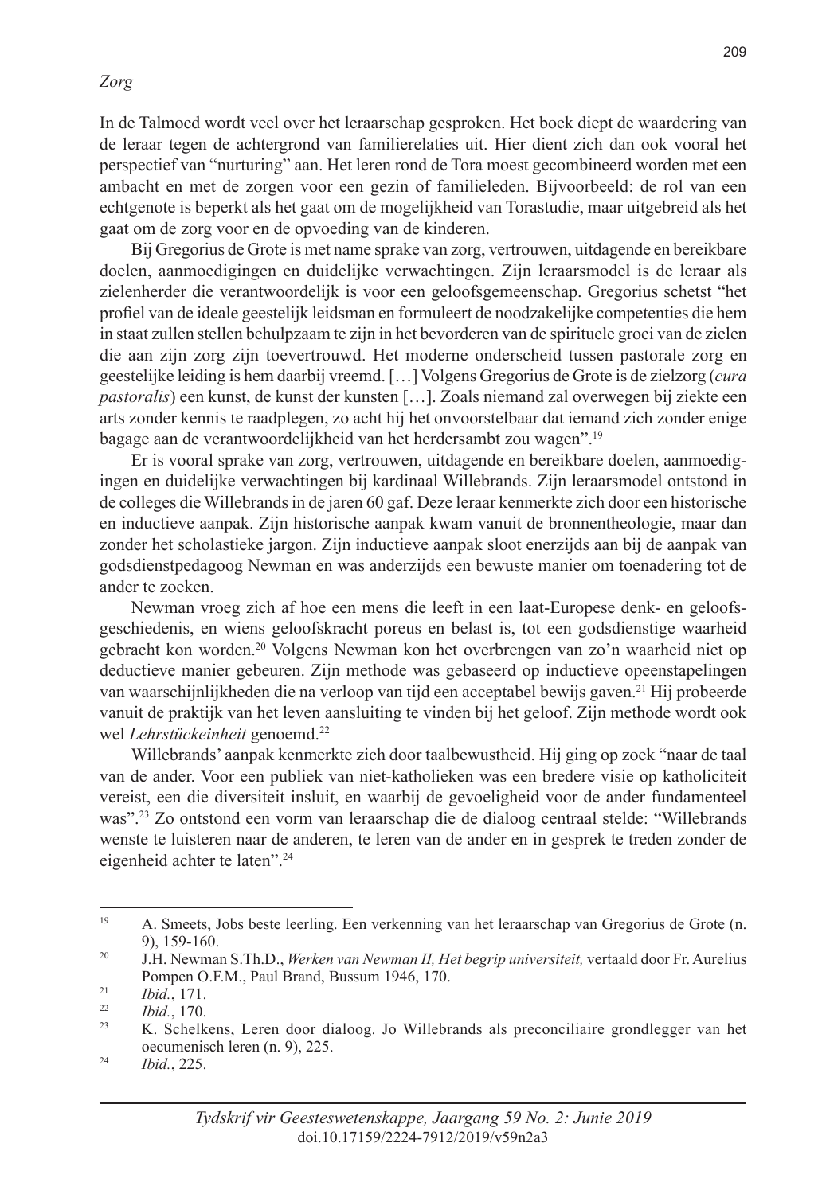*Zorg*

In de Talmoed wordt veel over het leraarschap gesproken. Het boek diept de waardering van de leraar tegen de achtergrond van familierelaties uit. Hier dient zich dan ook vooral het perspectief van "nurturing" aan. Het leren rond de Tora moest gecombineerd worden met een ambacht en met de zorgen voor een gezin of familieleden. Bijvoorbeeld: de rol van een echtgenote is beperkt als het gaat om de mogelijkheid van Torastudie, maar uitgebreid als het gaat om de zorg voor en de opvoeding van de kinderen.

Bij Gregorius de Grote is met name sprake van zorg, vertrouwen, uitdagende en bereikbare doelen, aanmoedigingen en duidelijke verwachtingen. Zijn leraarsmodel is de leraar als zielenherder die verantwoordelijk is voor een geloofsgemeenschap. Gregorius schetst "het profiel van de ideale geestelijk leidsman en formuleert de noodzakelijke competenties die hem in staat zullen stellen behulpzaam te zijn in het bevorderen van de spirituele groei van de zielen die aan zijn zorg zijn toevertrouwd. Het moderne onderscheid tussen pastorale zorg en geestelijke leiding is hem daarbij vreemd. […] Volgens Gregorius de Grote is de zielzorg (*cura pastoralis*) een kunst, de kunst der kunsten […]. Zoals niemand zal overwegen bij ziekte een arts zonder kennis te raadplegen, zo acht hij het onvoorstelbaar dat iemand zich zonder enige bagage aan de verantwoordelijkheid van het herdersambt zou wagen".[19]

Er is vooral sprake van zorg, vertrouwen, uitdagende en bereikbare doelen, aanmoedigingen en duidelijke verwachtingen bij kardinaal Willebrands. Zijn leraarsmodel ontstond in de colleges die Willebrands in de jaren 60 gaf. Deze leraar kenmerkte zich door een historische en inductieve aanpak. Zijn historische aanpak kwam vanuit de bronnentheologie, maar dan zonder het scholastieke jargon. Zijn inductieve aanpak sloot enerzijds aan bij de aanpak van godsdienstpedagoog Newman en was anderzijds een bewuste manier om toenadering tot de ander te zoeken.

Newman vroeg zich af hoe een mens die leeft in een laat-Europese denk- en geloofsgeschiedenis, en wiens geloofskracht poreus en belast is, tot een godsdienstige waarheid gebracht kon worden.[20] Volgens Newman kon het overbrengen van zo'n waarheid niet op deductieve manier gebeuren. Zijn methode was gebaseerd op inductieve opeenstapelingen van waarschijnlijkheden die na verloop van tijd een acceptabel bewijs gaven.[21] Hij probeerde vanuit de praktijk van het leven aansluiting te vinden bij het geloof. Zijn methode wordt ook wel *Lehrstückeinheit* genoemd.[22]

Willebrands' aanpak kenmerkte zich door taalbewustheid. Hij ging op zoek "naar de taal van de ander. Voor een publiek van niet-katholieken was een bredere visie op katholiciteit vereist, een die diversiteit insluit, en waarbij de gevoeligheid voor de ander fundamenteel was".[23] Zo ontstond een vorm van leraarschap die de dialoog centraal stelde: "Willebrands wenste te luisteren naar de anderen, te leren van de ander en in gesprek te treden zonder de eigenheid achter te laten".[24]

---

[19] A. Smeets, Jobs beste leerling. Een verkenning van het leraarschap van Gregorius de Grote (n. 9), 159-160.

[20] J.H. Newman S.Th.D., *Werken van Newman II, Het begrip universiteit,* vertaald door Fr. Aurelius Pompen O.F.M., Paul Brand, Bussum 1946, 170.

[21] *Ibid.*, 171.

[22] *Ibid.*, 170.

[23] K. Schelkens, Leren door dialoog. Jo Willebrands als preconciliaire grondlegger van het oecumenisch leren (n. 9), 225.

[24] *Ibid.*, 225.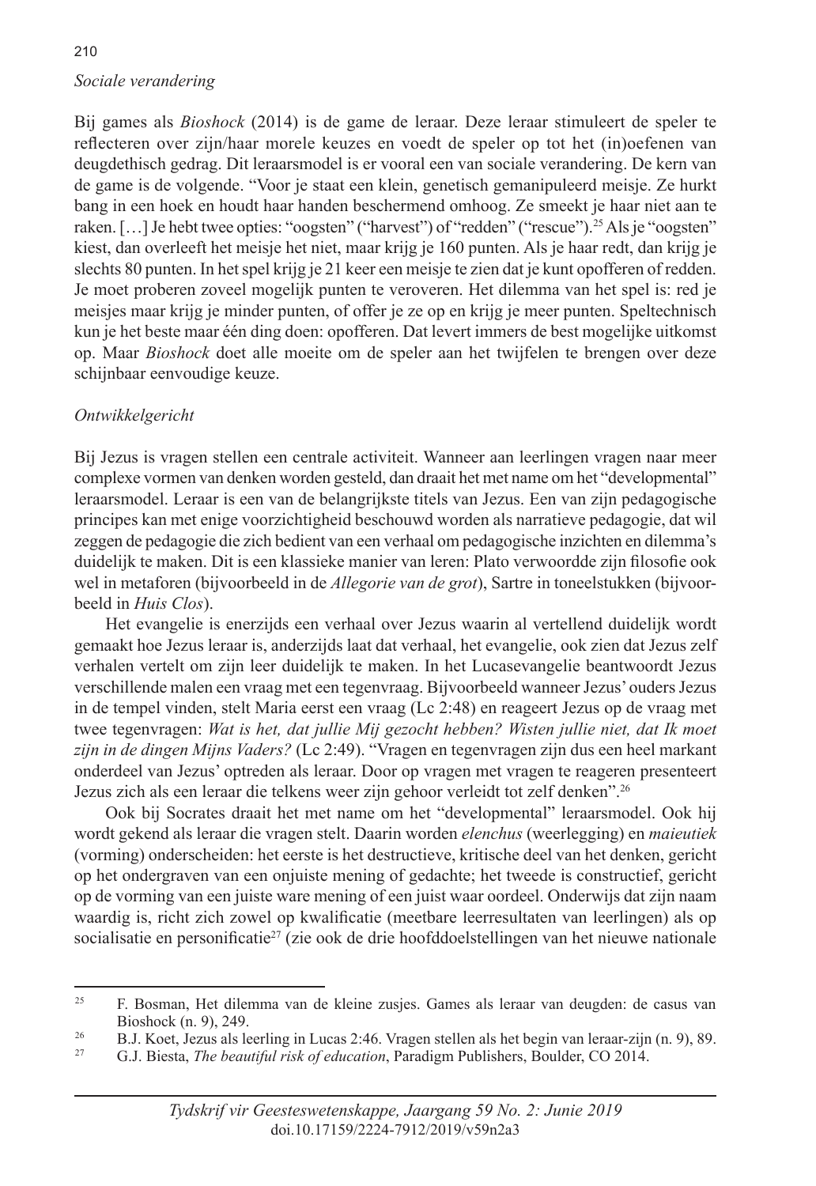*Sociale verandering*

Bij games als *Bioshock* (2014) is de game de leraar. Deze leraar stimuleert de speler te reflecteren over zijn/haar morele keuzes en voedt de speler op tot het (in)oefenen van deugdethisch gedrag. Dit leraarsmodel is er vooral een van sociale verandering. De kern van de game is de volgende. "Voor je staat een klein, genetisch gemanipuleerd meisje. Ze hurkt bang in een hoek en houdt haar handen beschermend omhoog. Ze smeekt je haar niet aan te raken. […] Je hebt twee opties: "oogsten" ("harvest") of "redden" ("rescue").[25] Als je "oogsten" kiest, dan overleeft het meisje het niet, maar krijg je 160 punten. Als je haar redt, dan krijg je slechts 80 punten. In het spel krijg je 21 keer een meisje te zien dat je kunt opofferen of redden. Je moet proberen zoveel mogelijk punten te veroveren. Het dilemma van het spel is: red je meisjes maar krijg je minder punten, of offer je ze op en krijg je meer punten. Speltechnisch kun je het beste maar één ding doen: opofferen. Dat levert immers de best mogelijke uitkomst op. Maar *Bioshock* doet alle moeite om de speler aan het twijfelen te brengen over deze schijnbaar eenvoudige keuze.

*Ontwikkelgericht*

Bij Jezus is vragen stellen een centrale activiteit. Wanneer aan leerlingen vragen naar meer complexe vormen van denken worden gesteld, dan draait het met name om het "developmental" leraarsmodel. Leraar is een van de belangrijkste titels van Jezus. Een van zijn pedagogische principes kan met enige voorzichtigheid beschouwd worden als narratieve pedagogie, dat wil zeggen de pedagogie die zich bedient van een verhaal om pedagogische inzichten en dilemma's duidelijk te maken. Dit is een klassieke manier van leren: Plato verwoordde zijn filosofie ook wel in metaforen (bijvoorbeeld in de *Allegorie van de grot*), Sartre in toneelstukken (bijvoorbeeld in *Huis Clos*).

Het evangelie is enerzijds een verhaal over Jezus waarin al vertellend duidelijk wordt gemaakt hoe Jezus leraar is, anderzijds laat dat verhaal, het evangelie, ook zien dat Jezus zelf verhalen vertelt om zijn leer duidelijk te maken. In het Lucasevangelie beantwoordt Jezus verschillende malen een vraag met een tegenvraag. Bijvoorbeeld wanneer Jezus' ouders Jezus in de tempel vinden, stelt Maria eerst een vraag (Lc 2:48) en reageert Jezus op de vraag met twee tegenvragen: *Wat is het, dat jullie Mij gezocht hebben? Wisten jullie niet, dat Ik moet zijn in de dingen Mijns Vaders?* (Lc 2:49). "Vragen en tegenvragen zijn dus een heel markant onderdeel van Jezus' optreden als leraar. Door op vragen met vragen te reageren presenteert Jezus zich als een leraar die telkens weer zijn gehoor verleidt tot zelf denken".[26]

Ook bij Socrates draait het met name om het "developmental" leraarsmodel. Ook hij wordt gekend als leraar die vragen stelt. Daarin worden *elenchus* (weerlegging) en *maieutiek* (vorming) onderscheiden: het eerste is het destructieve, kritische deel van het denken, gericht op het ondergraven van een onjuiste mening of gedachte; het tweede is constructief, gericht op de vorming van een juiste ware mening of een juist waar oordeel. Onderwijs dat zijn naam waardig is, richt zich zowel op kwalificatie (meetbare leerresultaten van leerlingen) als op socialisatie en personificatie[27] (zie ook de drie hoofddoelstellingen van het nieuwe nationale

---

[25] F. Bosman, Het dilemma van de kleine zusjes. Games als leraar van deugden: de casus van Bioshock (n. 9), 249.

[26] B.J. Koet, Jezus als leerling in Lucas 2:46. Vragen stellen als het begin van leraar-zijn (n. 9), 89.

[27] G.J. Biesta, *The beautiful risk of education*, Paradigm Publishers, Boulder, CO 2014.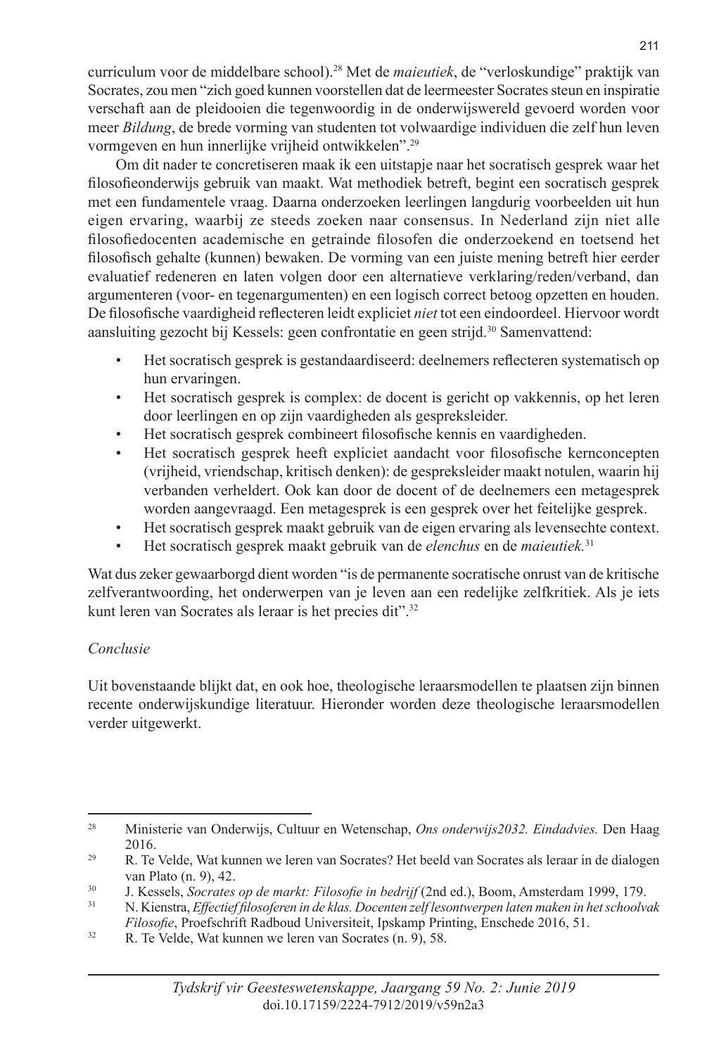curriculum voor de middelbare school).[28] Met de *maieutiek*, de "verloskundige" praktijk van Socrates, zou men "zich goed kunnen voorstellen dat de leermeester Socrates steun en inspiratie verschaft aan de pleidooien die tegenwoordig in de onderwijswereld gevoerd worden voor meer *Bildung*, de brede vorming van studenten tot volwaardige individuen die zelf hun leven vormgeven en hun innerlijke vrijheid ontwikkelen".[29]

Om dit nader te concretiseren maak ik een uitstapje naar het socratisch gesprek waar het filosofieonderwijs gebruik van maakt. Wat methodiek betreft, begint een socratisch gesprek met een fundamentele vraag. Daarna onderzoeken leerlingen langdurig voorbeelden uit hun eigen ervaring, waarbij ze steeds zoeken naar consensus. In Nederland zijn niet alle filosofiedocenten academische en getrainde filosofen die onderzoekend en toetsend het filosofisch gehalte (kunnen) bewaken. De vorming van een juiste mening betreft hier eerder evaluatief redeneren en laten volgen door een alternatieve verklaring/reden/verband, dan argumenteren (voor- en tegenargumenten) en een logisch correct betoog opzetten en houden. De filosofische vaardigheid reflecteren leidt expliciet *niet* tot een eindoordeel. Hiervoor wordt aansluiting gezocht bij Kessels: geen confrontatie en geen strijd.[30] Samenvattend:

- Het socratisch gesprek is gestandaardiseerd: deelnemers reflecteren systematisch op hun ervaringen.
- Het socratisch gesprek is complex: de docent is gericht op vakkennis, op het leren door leerlingen en op zijn vaardigheden als gespreksleider.
- Het socratisch gesprek combineert filosofische kennis en vaardigheden.
- Het socratisch gesprek heeft expliciet aandacht voor filosofische kernconcepten (vrijheid, vriendschap, kritisch denken): de gespreksleider maakt notulen, waarin hij verbanden verheldert. Ook kan door de docent of de deelnemers een metagesprek worden aangevraagd. Een metagesprek is een gesprek over het feitelijke gesprek.
- Het socratisch gesprek maakt gebruik van de eigen ervaring als levensechte context.
- Het socratisch gesprek maakt gebruik van de *elenchus* en de *maieutiek.*[31]

Wat dus zeker gewaarborgd dient worden "is de permanente socratische onrust van de kritische zelfverantwoording, het onderwerpen van je leven aan een redelijke zelfkritiek. Als je iets kunt leren van Socrates als leraar is het precies dit".[32]

*Conclusie*

Uit bovenstaande blijkt dat, en ook hoe, theologische leraarsmodellen te plaatsen zijn binnen recente onderwijskundige literatuur. Hieronder worden deze theologische leraarsmodellen verder uitgewerkt.

---

[28] Ministerie van Onderwijs, Cultuur en Wetenschap, *Ons onderwijs2032. Eindadvies.* Den Haag 2016.

[29] R. Te Velde, Wat kunnen we leren van Socrates? Het beeld van Socrates als leraar in de dialogen van Plato (n. 9), 42.

[30] J. Kessels, *Socrates op de markt: Filosofie in bedrijf* (2nd ed.), Boom, Amsterdam 1999, 179.

[31] N. Kienstra, *Effectief filosoferen in de klas. Docenten zelf lesontwerpen laten maken in het schoolvak Filosofie*, Proefschrift Radboud Universiteit, Ipskamp Printing, Enschede 2016, 51.

[32] R. Te Velde, Wat kunnen we leren van Socrates (n. 9), 58.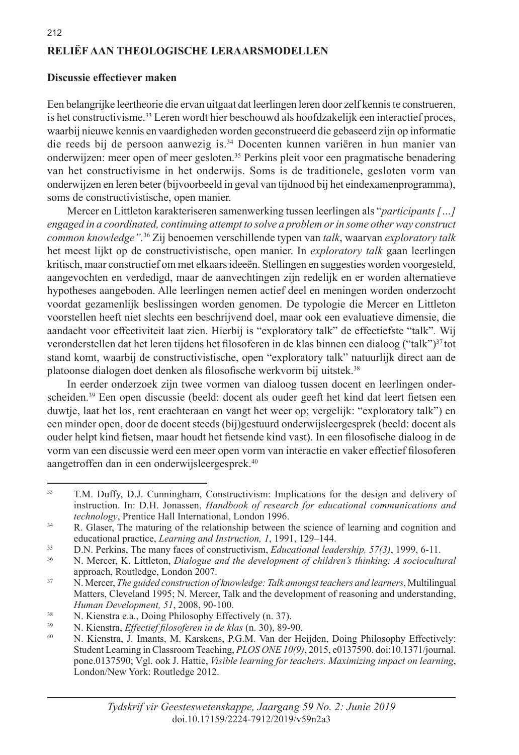## Discussie effectiever maken

Een belangrijke leertheorie die ervan uitgaat dat leerlingen leren door zelf kennis te construeren, is het constructivisme.[33] Leren wordt hier beschouwd als hoofdzakelijk een interactief proces, waarbij nieuwe kennis en vaardigheden worden geconstrueerd die gebaseerd zijn op informatie die reeds bij de persoon aanwezig is.[34] Docenten kunnen variëren in hun manier van onderwijzen: meer open of meer gesloten.[35] Perkins pleit voor een pragmatische benadering van het constructivisme in het onderwijs. Soms is de traditionele, gesloten vorm van onderwijzen en leren beter (bijvoorbeeld in geval van tijdnood bij het eindexamenprogramma), soms de constructivistische, open manier.

Mercer en Littleton karakteriseren samenwerking tussen leerlingen als "*participants […] engaged in a coordinated, continuing attempt to solve a problem or in some other way construct common knowledge"*.[36] Zij benoemen verschillende typen van *talk*, waarvan *exploratory talk* het meest lijkt op de constructivistische, open manier. In *exploratory talk* gaan leerlingen kritisch, maar constructief om met elkaars ideeën. Stellingen en suggesties worden voorgesteld, aangevochten en verdedigd, maar de aanvechtingen zijn redelijk en er worden alternatieve hypotheses aangeboden. Alle leerlingen nemen actief deel en meningen worden onderzocht voordat gezamenlijk beslissingen worden genomen. De typologie die Mercer en Littleton voorstellen heeft niet slechts een beschrijvend doel, maar ook een evaluatieve dimensie, die aandacht voor effectiviteit laat zien. Hierbij is "exploratory talk" de effectiefste "talk". Wij veronderstellen dat het leren tijdens het filosoferen in de klas binnen een dialoog ("talk")[37] tot stand komt, waarbij de constructivistische, open "exploratory talk" natuurlijk direct aan de platoonse dialogen doet denken als filosofische werkvorm bij uitstek.[38]

In eerder onderzoek zijn twee vormen van dialoog tussen docent en leerlingen onderscheiden.[39] Een open discussie (beeld: docent als ouder geeft het kind dat leert fietsen een duwtje, laat het los, rent erachteraan en vangt het weer op; vergelijk: "exploratory talk") en een minder open, door de docent steeds (bij)gestuurd onderwijsleergesprek (beeld: docent als ouder helpt kind fietsen, maar houdt het fietsende kind vast). In een filosofische dialoog in de vorm van een discussie werd een meer open vorm van interactie en vaker effectief filosoferen aangetroffen dan in een onderwijsleergesprek.[40]

---

[33] T.M. Duffy, D.J. Cunningham, Constructivism: Implications for the design and delivery of instruction. In: D.H. Jonassen, *Handbook of research for educational communications and technology*, Prentice Hall International, London 1996.

[34] R. Glaser, The maturing of the relationship between the science of learning and cognition and educational practice, *Learning and Instruction, 1*, 1991, 129–144.

[35] D.N. Perkins, The many faces of constructivism, *Educational leadership, 57(3)*, 1999, 6-11.

[36] N. Mercer, K. Littleton, *Dialogue and the development of children's thinking: A sociocultural approach*, Routledge, London 2007.

[37] N. Mercer, *The guided construction of knowledge: Talk amongst teachers and learners*, Multilingual Matters, Cleveland 1995; N. Mercer, Talk and the development of reasoning and understanding, *Human Development, 51*, 2008, 90-100.

[38] N. Kienstra e.a., Doing Philosophy Effectively (n. 37).

[39] N. Kienstra, *Effectief filosoferen in de klas* (n. 30), 89-90.

[40] N. Kienstra, J. Imants, M. Karskens, P.G.M. Van der Heijden, Doing Philosophy Effectively: Student Learning in Classroom Teaching, *PLOS ONE 10(9)*, 2015, e0137590. doi:10.1371/journal.pone.0137590; Vgl. ook J. Hattie, *Visible learning for teachers. Maximizing impact on learning*, London/New York: Routledge 2012.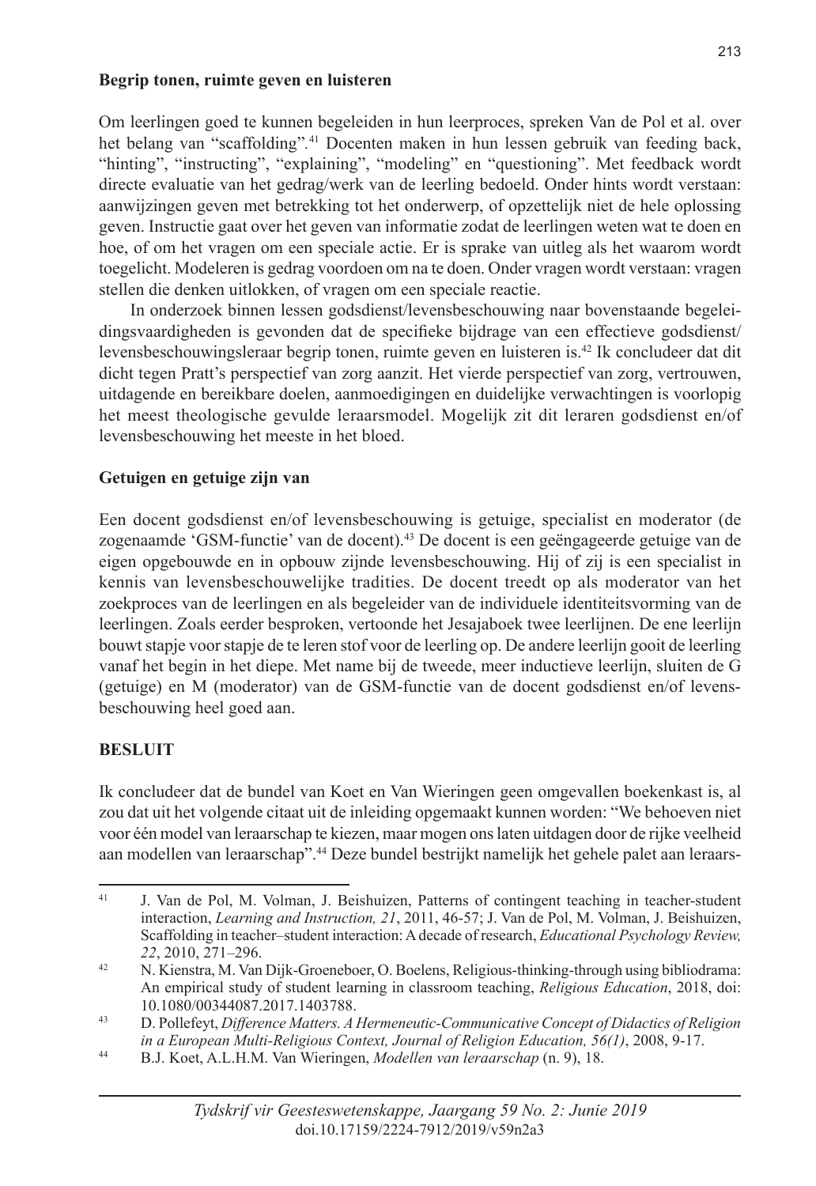**Begrip tonen, ruimte geven en luisteren**

Om leerlingen goed te kunnen begeleiden in hun leerproces, spreken Van de Pol et al. over het belang van "scaffolding".[41] Docenten maken in hun lessen gebruik van feeding back, "hinting", "instructing", "explaining", "modeling" en "questioning". Met feedback wordt directe evaluatie van het gedrag/werk van de leerling bedoeld. Onder hints wordt verstaan: aanwijzingen geven met betrekking tot het onderwerp, of opzettelijk niet de hele oplossing geven. Instructie gaat over het geven van informatie zodat de leerlingen weten wat te doen en hoe, of om het vragen om een speciale actie. Er is sprake van uitleg als het waarom wordt toegelicht. Modeleren is gedrag voordoen om na te doen. Onder vragen wordt verstaan: vragen stellen die denken uitlokken, of vragen om een speciale reactie.

In onderzoek binnen lessen godsdienst/levensbeschouwing naar bovenstaande begeleidingsvaardigheden is gevonden dat de specifieke bijdrage van een effectieve godsdienst/levensbeschouwingsleraar begrip tonen, ruimte geven en luisteren is.[42] Ik concludeer dat dit dicht tegen Pratt's perspectief van zorg aanzit. Het vierde perspectief van zorg, vertrouwen, uitdagende en bereikbare doelen, aanmoedigingen en duidelijke verwachtingen is voorlopig het meest theologische gevulde leraarsmodel. Mogelijk zit dit leraren godsdienst en/of levensbeschouwing het meeste in het bloed.

**Getuigen en getuige zijn van**

Een docent godsdienst en/of levensbeschouwing is getuige, specialist en moderator (de zogenaamde 'GSM-functie' van de docent).[43] De docent is een geëngageerde getuige van de eigen opgebouwde en in opbouw zijnde levensbeschouwing. Hij of zij is een specialist in kennis van levensbeschouwelijke tradities. De docent treedt op als moderator van het zoekproces van de leerlingen en als begeleider van de individuele identiteitsvorming van de leerlingen. Zoals eerder besproken, vertoonde het Jesajaboek twee leerlijnen. De ene leerlijn bouwt stapje voor stapje de te leren stof voor de leerling op. De andere leerlijn gooit de leerling vanaf het begin in het diepe. Met name bij de tweede, meer inductieve leerlijn, sluiten de G (getuige) en M (moderator) van de GSM-functie van de docent godsdienst en/of levensbeschouwing heel goed aan.

## BESLUIT

Ik concludeer dat de bundel van Koet en Van Wieringen geen omgevallen boekenkast is, al zou dat uit het volgende citaat uit de inleiding opgemaakt kunnen worden: "We behoeven niet voor één model van leraarschap te kiezen, maar mogen ons laten uitdagen door de rijke veelheid aan modellen van leraarschap".[44] Deze bundel bestrijkt namelijk het gehele palet aan leraars-

---

[41] J. Van de Pol, M. Volman, J. Beishuizen, Patterns of contingent teaching in teacher-student interaction, *Learning and Instruction, 21*, 2011, 46-57; J. Van de Pol, M. Volman, J. Beishuizen, Scaffolding in teacher–student interaction: A decade of research, *Educational Psychology Review, 22*, 2010, 271–296.

[42] N. Kienstra, M. Van Dijk-Groeneboer, O. Boelens, Religious-thinking-through using bibliodrama: An empirical study of student learning in classroom teaching, *Religious Education*, 2018, doi: 10.1080/00344087.2017.1403788.

[43] D. Pollefeyt, *Difference Matters. A Hermeneutic-Communicative Concept of Didactics of Religion in a European Multi-Religious Context, Journal of Religion Education, 56(1)*, 2008, 9-17.

[44] B.J. Koet, A.L.H.M. Van Wieringen, *Modellen van leraarschap* (n. 9), 18.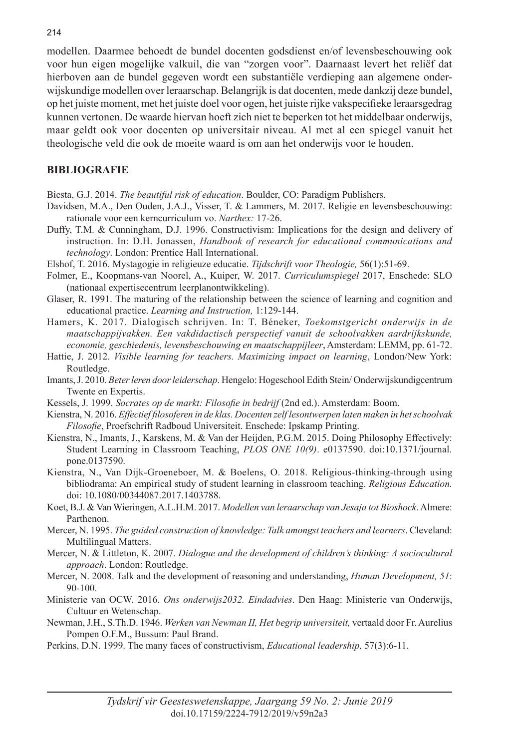modellen. Daarmee behoedt de bundel docenten godsdienst en/of levensbeschouwing ook voor hun eigen mogelijke valkuil, die van "zorgen voor". Daarnaast levert het reliëf dat hierboven aan de bundel gegeven wordt een substantiële verdieping aan algemene onderwijskundige modellen over leraarschap. Belangrijk is dat docenten, mede dankzij deze bundel, op het juiste moment, met het juiste doel voor ogen, het juiste rijke vakspecifieke leraarsgedrag kunnen vertonen. De waarde hiervan hoeft zich niet te beperken tot het middelbaar onderwijs, maar geldt ook voor docenten op universitair niveau. Al met al een spiegel vanuit het theologische veld die ook de moeite waard is om aan het onderwijs voor te houden.

## BIBLIOGRAFIE

Biesta, G.J. 2014. *The beautiful risk of education*. Boulder, CO: Paradigm Publishers.

Davidsen, M.A., Den Ouden, J.A.J., Visser, T. & Lammers, M. 2017. Religie en levensbeschouwing: rationale voor een kerncurriculum vo. *Narthex:* 17-26.

Duffy, T.M. & Cunningham, D.J. 1996. Constructivism: Implications for the design and delivery of instruction. In: D.H. Jonassen, *Handbook of research for educational communications and technology*. London: Prentice Hall International.

Elshof, T. 2016. Mystagogie in religieuze educatie. *Tijdschrift voor Theologie,* 56(1):51-69.

Folmer, E., Koopmans-van Noorel, A., Kuiper, W. 2017. *Curriculumspiegel* 2017, Enschede: SLO (nationaal expertisecentrum leerplanontwikkeling).

Glaser, R. 1991. The maturing of the relationship between the science of learning and cognition and educational practice. *Learning and Instruction,* 1:129-144.

Hamers, K. 2017. Dialogisch schrijven. In: T. Béneker, *Toekomstgericht onderwijs in de maatschappijvakken. Een vakdidactisch perspectief vanuit de schoolvakken aardrijkskunde, economie, geschiedenis, levensbeschouwing en maatschappijleer*, Amsterdam: LEMM, pp. 61-72.

Hattie, J. 2012. *Visible learning for teachers. Maximizing impact on learning*, London/New York: Routledge.

Imants, J. 2010. *Beter leren door leiderschap*. Hengelo: Hogeschool Edith Stein/ Onderwijskundigcentrum Twente en Expertis.

Kessels, J. 1999. *Socrates op de markt: Filosofie in bedrijf* (2nd ed.). Amsterdam: Boom.

Kienstra, N. 2016. *Effectief filosoferen in de klas. Docenten zelf lesontwerpen laten maken in het schoolvak Filosofie*, Proefschrift Radboud Universiteit. Enschede: Ipskamp Printing.

Kienstra, N., Imants, J., Karskens, M. & Van der Heijden, P.G.M. 2015. Doing Philosophy Effectively: Student Learning in Classroom Teaching, *PLOS ONE 10(9)*. e0137590. doi:10.1371/journal.pone.0137590.

Kienstra, N., Van Dijk-Groeneboer, M. & Boelens, O. 2018. Religious-thinking-through using bibliodrama: An empirical study of student learning in classroom teaching. *Religious Education.* doi: 10.1080/00344087.2017.1403788.

Koet, B.J. & Van Wieringen, A.L.H.M. 2017. *Modellen van leraarschap van Jesaja tot Bioshock*. Almere: Parthenon.

Mercer, N. 1995. *The guided construction of knowledge: Talk amongst teachers and learners*. Cleveland: Multilingual Matters.

Mercer, N. & Littleton, K. 2007. *Dialogue and the development of children's thinking: A sociocultural approach*. London: Routledge.

Mercer, N. 2008. Talk and the development of reasoning and understanding, *Human Development, 51*: 90-100.

Ministerie van OCW. 2016. *Ons onderwijs2032. Eindadvies*. Den Haag: Ministerie van Onderwijs, Cultuur en Wetenschap.

Newman, J.H., S.Th.D. 1946. *Werken van Newman II, Het begrip universiteit,* vertaald door Fr. Aurelius Pompen O.F.M., Bussum: Paul Brand.

Perkins, D.N. 1999. The many faces of constructivism, *Educational leadership,* 57(3):6-11.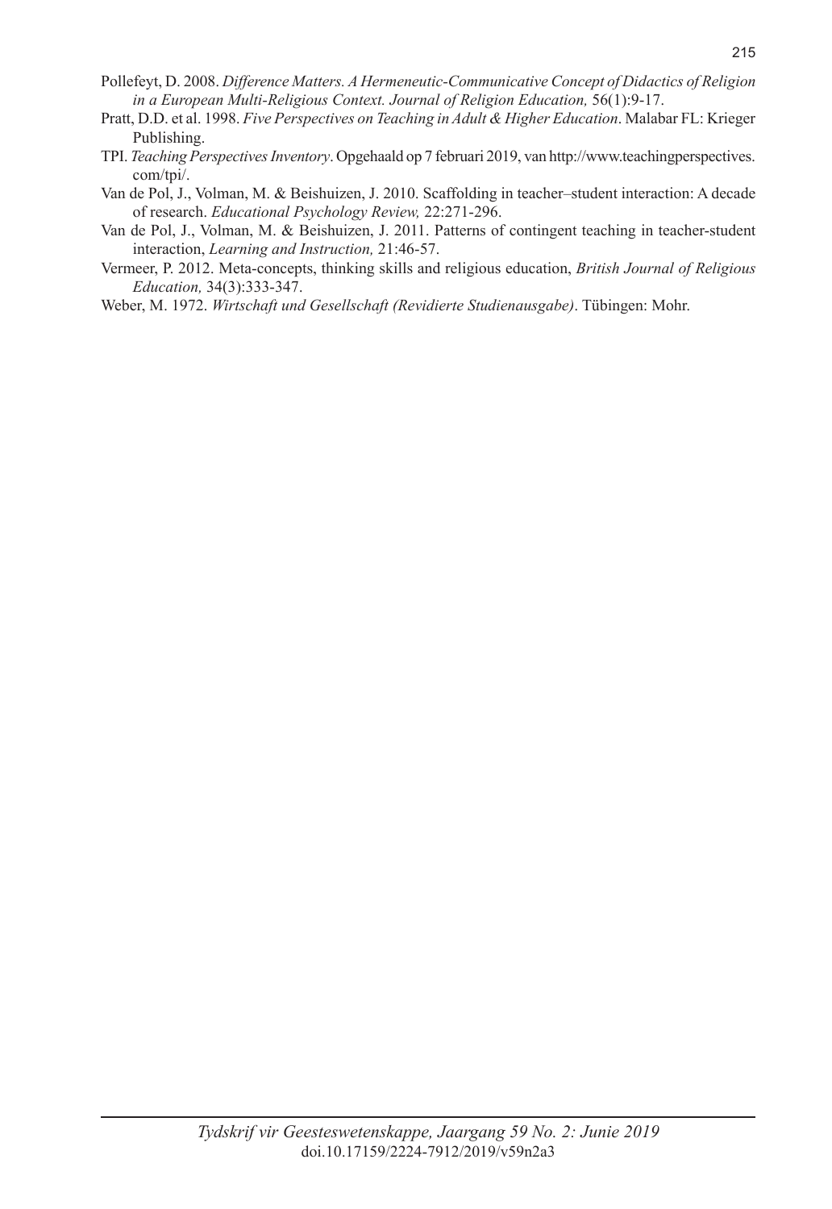Pollefeyt, D. 2008. *Difference Matters. A Hermeneutic-Communicative Concept of Didactics of Religion in a European Multi-Religious Context. Journal of Religion Education,* 56(1):9-17.

Pratt, D.D. et al. 1998. *Five Perspectives on Teaching in Adult & Higher Education*. Malabar FL: Krieger Publishing.

TPI. *Teaching Perspectives Inventory*. Opgehaald op 7 februari 2019, van http://www.teachingperspectives.com/tpi/.

Van de Pol, J., Volman, M. & Beishuizen, J. 2010. Scaffolding in teacher–student interaction: A decade of research. *Educational Psychology Review,* 22:271-296.

Van de Pol, J., Volman, M. & Beishuizen, J. 2011. Patterns of contingent teaching in teacher-student interaction, *Learning and Instruction,* 21:46-57.

Vermeer, P. 2012. Meta-concepts, thinking skills and religious education, *British Journal of Religious Education,* 34(3):333-347.

Weber, M. 1972. *Wirtschaft und Gesellschaft (Revidierte Studienausgabe)*. Tübingen: Mohr.